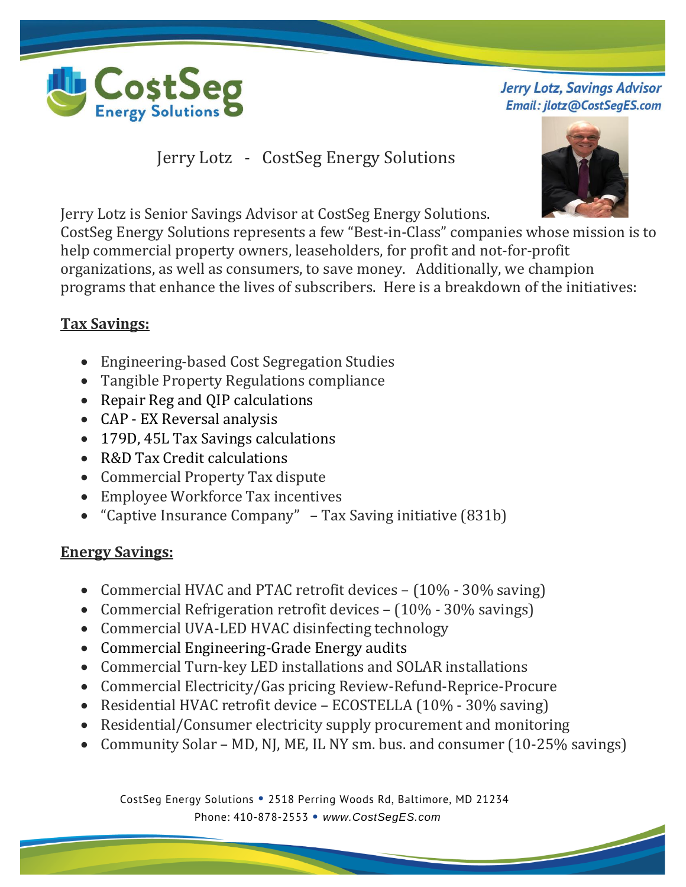**CostSeg Energy Solutions**

*Jerry Lotz, Savings Advisor*
*Email: jlotz@CostSegES.com*

# Jerry Lotz - CostSeg Energy Solutions

Jerry Lotz is Senior Savings Advisor at CostSeg Energy Solutions. CostSeg Energy Solutions represents a few "Best-in-Class" companies whose mission is to help commercial property owners, leaseholders, for profit and not-for-profit organizations, as well as consumers, to save money. Additionally, we champion programs that enhance the lives of subscribers. Here is a breakdown of the initiatives:

## Tax Savings:

- Engineering-based Cost Segregation Studies
- Tangible Property Regulations compliance
- Repair Reg and QIP calculations
- CAP - EX Reversal analysis
- 179D, 45L Tax Savings calculations
- R&D Tax Credit calculations
- Commercial Property Tax dispute
- Employee Workforce Tax incentives
- "Captive Insurance Company" – Tax Saving initiative (831b)

## Energy Savings:

- Commercial HVAC and PTAC retrofit devices – (10% - 30% saving)
- Commercial Refrigeration retrofit devices – (10% - 30% savings)
- Commercial UVA-LED HVAC disinfecting technology
- Commercial Engineering-Grade Energy audits
- Commercial Turn-key LED installations and SOLAR installations
- Commercial Electricity/Gas pricing Review-Refund-Reprice-Procure
- Residential HVAC retrofit device – ECOSTELLA (10% - 30% saving)
- Residential/Consumer electricity supply procurement and monitoring
- Community Solar – MD, NJ, ME, IL NY sm. bus. and consumer (10-25% savings)

CostSeg Energy Solutions • 2518 Perring Woods Rd, Baltimore, MD 21234
Phone: 410-878-2553 • www.CostSegES.com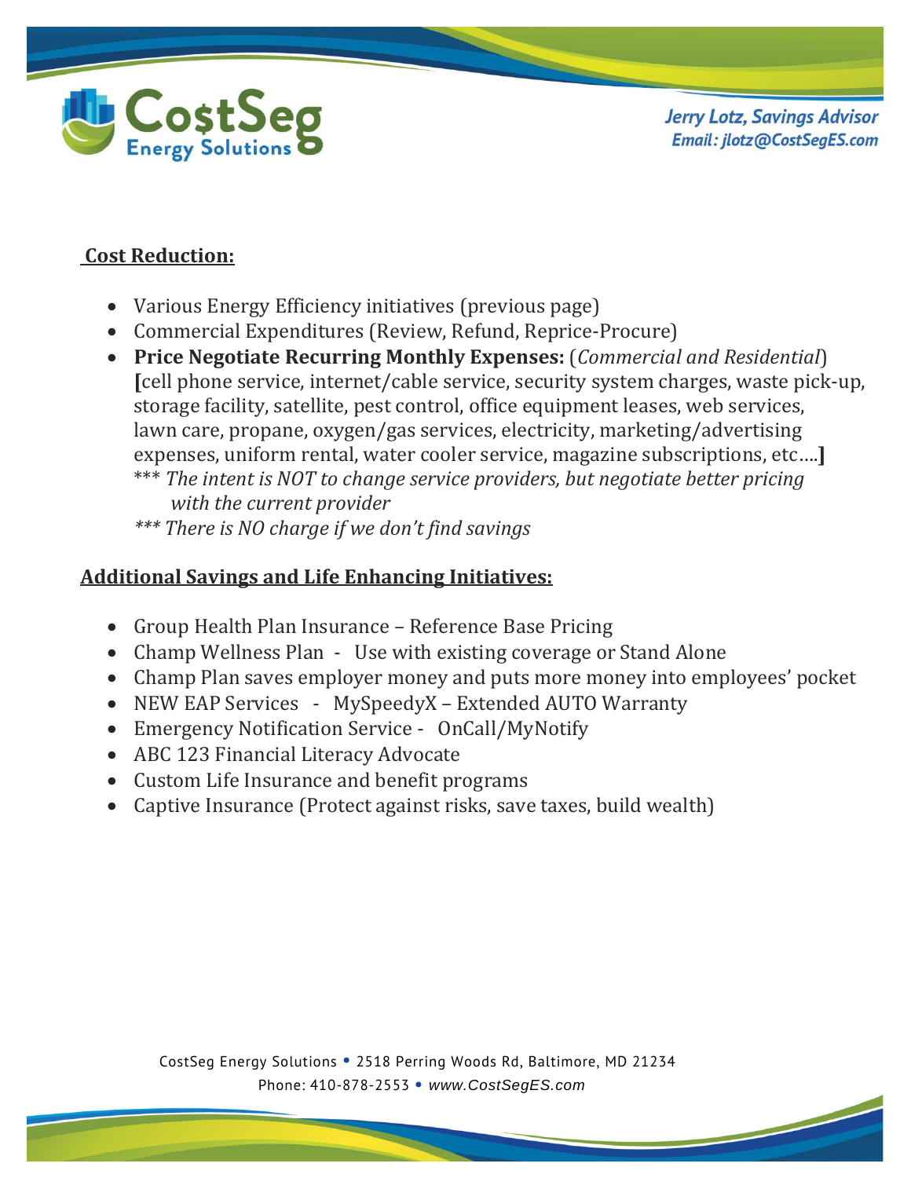Jerry Lotz, Savings Advisor
Email: jlotz@CostSegES.com

**Cost Reduction:**

- Various Energy Efficiency initiatives (previous page)
- Commercial Expenditures (Review, Refund, Reprice-Procure)
- **Price Negotiate Recurring Monthly Expenses:** (*Commercial and Residential*) **[**cell phone service, internet/cable service, security system charges, waste pick-up, storage facility, satellite, pest control, office equipment leases, web services, lawn care, propane, oxygen/gas services, electricity, marketing/advertising expenses, uniform rental, water cooler service, magazine subscriptions, etc….**]**

  \*\*\* *The intent is NOT to change service providers, but negotiate better pricing with the current provider*

  *\*\*\* There is NO charge if we don't find savings*

**Additional Savings and Life Enhancing Initiatives:**

- Group Health Plan Insurance – Reference Base Pricing
- Champ Wellness Plan - Use with existing coverage or Stand Alone
- Champ Plan saves employer money and puts more money into employees' pocket
- NEW EAP Services - MySpeedyX – Extended AUTO Warranty
- Emergency Notification Service - OnCall/MyNotify
- ABC 123 Financial Literacy Advocate
- Custom Life Insurance and benefit programs
- Captive Insurance (Protect against risks, save taxes, build wealth)

CostSeg Energy Solutions • 2518 Perring Woods Rd, Baltimore, MD 21234
Phone: 410-878-2553 • www.CostSegES.com